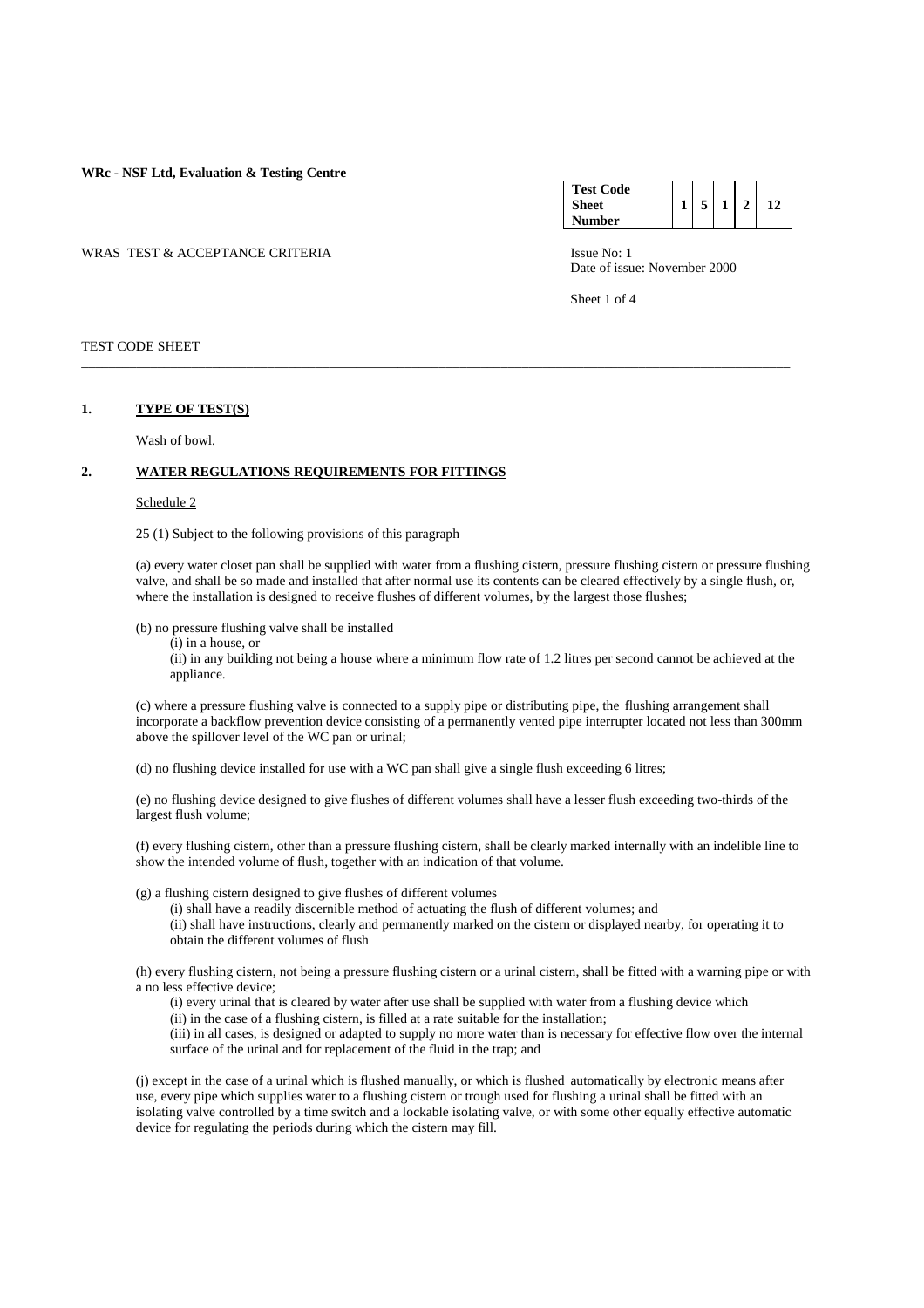**WRc - NSF Ltd, Evaluation & Testing Centre**

| Test Code Sheet Number | 1 | 5 | 1 | 2 | 12 |
|---|---|---|---|---|---|

WRAS TEST & ACCEPTANCE CRITERIA

Issue No: 1
Date of issue: November 2000

TEST CODE SHEET

---

## 1. TYPE OF TEST(S)

Wash of bowl.

## 2. WATER REGULATIONS REQUIREMENTS FOR FITTINGS

Schedule 2

25 (1) Subject to the following provisions of this paragraph

(a) every water closet pan shall be supplied with water from a flushing cistern, pressure flushing cistern or pressure flushing valve, and shall be so made and installed that after normal use its contents can be cleared effectively by a single flush, or, where the installation is designed to receive flushes of different volumes, by the largest those flushes;

(b) no pressure flushing valve shall be installed

(i) in a house, or

(ii) in any building not being a house where a minimum flow rate of 1.2 litres per second cannot be achieved at the appliance.

(c) where a pressure flushing valve is connected to a supply pipe or distributing pipe, the flushing arrangement shall incorporate a backflow prevention device consisting of a permanently vented pipe interrupter located not less than 300mm above the spillover level of the WC pan or urinal;

(d) no flushing device installed for use with a WC pan shall give a single flush exceeding 6 litres;

(e) no flushing device designed to give flushes of different volumes shall have a lesser flush exceeding two-thirds of the largest flush volume;

(f) every flushing cistern, other than a pressure flushing cistern, shall be clearly marked internally with an indelible line to show the intended volume of flush, together with an indication of that volume.

(g) a flushing cistern designed to give flushes of different volumes

(i) shall have a readily discernible method of actuating the flush of different volumes; and

(ii) shall have instructions, clearly and permanently marked on the cistern or displayed nearby, for operating it to obtain the different volumes of flush

(h) every flushing cistern, not being a pressure flushing cistern or a urinal cistern, shall be fitted with a warning pipe or with a no less effective device;

(i) every urinal that is cleared by water after use shall be supplied with water from a flushing device which

(ii) in the case of a flushing cistern, is filled at a rate suitable for the installation;

(iii) in all cases, is designed or adapted to supply no more water than is necessary for effective flow over the internal surface of the urinal and for replacement of the fluid in the trap; and

(j) except in the case of a urinal which is flushed manually, or which is flushed automatically by electronic means after use, every pipe which supplies water to a flushing cistern or trough used for flushing a urinal shall be fitted with an isolating valve controlled by a time switch and a lockable isolating valve, or with some other equally effective automatic device for regulating the periods during which the cistern may fill.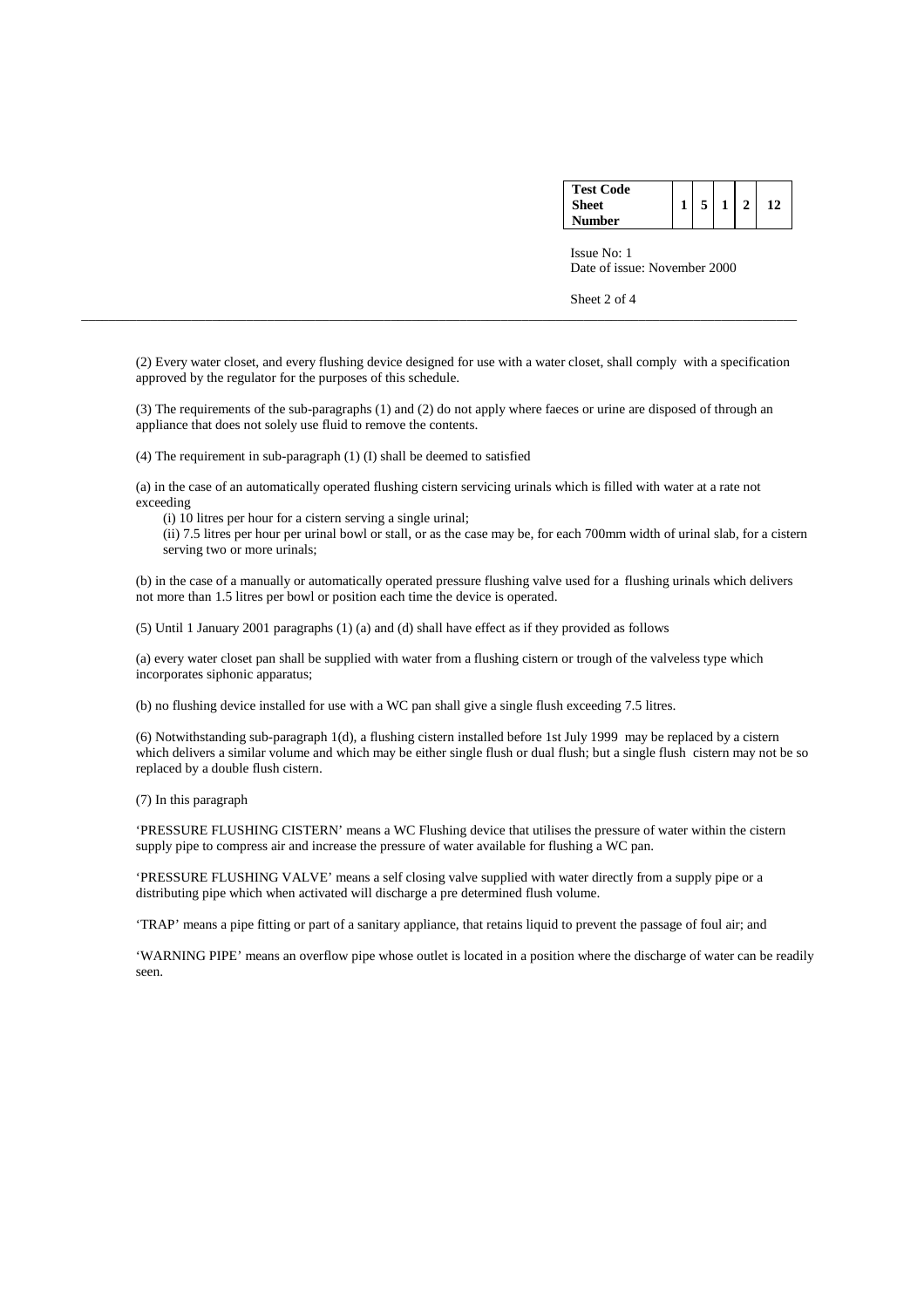| Test Code Sheet Number | 1 | 5 | 1 | 2 | 12 |
|---|---|---|---|---|---|

Issue No: 1
Date of issue: November 2000

(2) Every water closet, and every flushing device designed for use with a water closet, shall comply with a specification approved by the regulator for the purposes of this schedule.

(3) The requirements of the sub-paragraphs (1) and (2) do not apply where faeces or urine are disposed of through an appliance that does not solely use fluid to remove the contents.

(4) The requirement in sub-paragraph (1) (I) shall be deemed to satisfied

(a) in the case of an automatically operated flushing cistern servicing urinals which is filled with water at a rate not exceeding

(i) 10 litres per hour for a cistern serving a single urinal;

(ii) 7.5 litres per hour per urinal bowl or stall, or as the case may be, for each 700mm width of urinal slab, for a cistern serving two or more urinals;

(b) in the case of a manually or automatically operated pressure flushing valve used for a flushing urinals which delivers not more than 1.5 litres per bowl or position each time the device is operated.

(5) Until 1 January 2001 paragraphs (1) (a) and (d) shall have effect as if they provided as follows

(a) every water closet pan shall be supplied with water from a flushing cistern or trough of the valveless type which incorporates siphonic apparatus;

(b) no flushing device installed for use with a WC pan shall give a single flush exceeding 7.5 litres.

(6) Notwithstanding sub-paragraph 1(d), a flushing cistern installed before 1st July 1999 may be replaced by a cistern which delivers a similar volume and which may be either single flush or dual flush; but a single flush cistern may not be so replaced by a double flush cistern.

(7) In this paragraph

'PRESSURE FLUSHING CISTERN' means a WC Flushing device that utilises the pressure of water within the cistern supply pipe to compress air and increase the pressure of water available for flushing a WC pan.

'PRESSURE FLUSHING VALVE' means a self closing valve supplied with water directly from a supply pipe or a distributing pipe which when activated will discharge a pre determined flush volume.

'TRAP' means a pipe fitting or part of a sanitary appliance, that retains liquid to prevent the passage of foul air; and

'WARNING PIPE' means an overflow pipe whose outlet is located in a position where the discharge of water can be readily seen.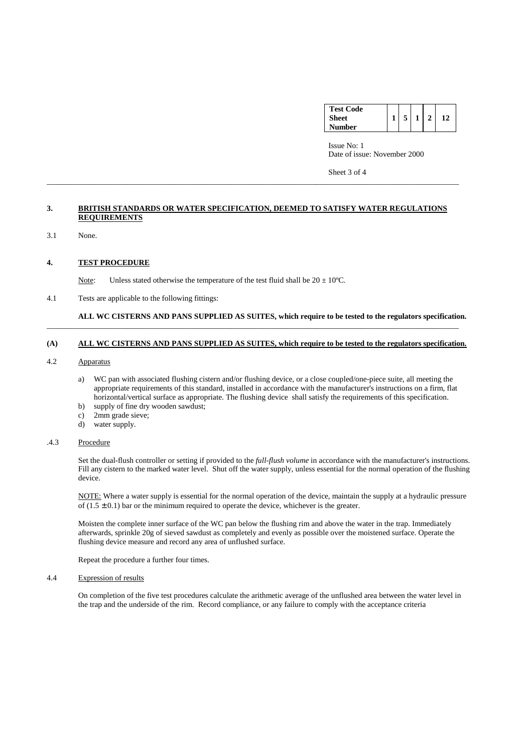| Test Code Sheet Number | 1 | 5 | 1 | 2 | 12 |
|---|---|---|---|---|---|

Issue No: 1
Date of issue: November 2000

---

## 3. BRITISH STANDARDS OR WATER SPECIFICATION, DEEMED TO SATISFY WATER REGULATIONS REQUIREMENTS

3.1 None.

## 4. TEST PROCEDURE

Note: Unless stated otherwise the temperature of the test fluid shall be $20 \pm 10$ºC.

4.1 Tests are applicable to the following fittings:

**ALL WC CISTERNS AND PANS SUPPLIED AS SUITES, which require to be tested to the regulators specification.**

---

### (A) ALL WC CISTERNS AND PANS SUPPLIED AS SUITES, which require to be tested to the regulators specification.

4.2 Apparatus

a) WC pan with associated flushing cistern and/or flushing device, or a close coupled/one-piece suite, all meeting the appropriate requirements of this standard, installed in accordance with the manufacturer's instructions on a firm, flat horizontal/vertical surface as appropriate. The flushing device shall satisfy the requirements of this specification.
b) supply of fine dry wooden sawdust;
c) 2mm grade sieve;
d) water supply.

.4.3 Procedure

Set the dual-flush controller or setting if provided to the *full-flush volume* in accordance with the manufacturer's instructions. Fill any cistern to the marked water level. Shut off the water supply, unless essential for the normal operation of the flushing device.

NOTE: Where a water supply is essential for the normal operation of the device, maintain the supply at a hydraulic pressure of $(1.5 \pm 0.1)$ bar or the minimum required to operate the device, whichever is the greater.

Moisten the complete inner surface of the WC pan below the flushing rim and above the water in the trap. Immediately afterwards, sprinkle 20g of sieved sawdust as completely and evenly as possible over the moistened surface. Operate the flushing device measure and record any area of unflushed surface.

Repeat the procedure a further four times.

4.4 Expression of results

On completion of the five test procedures calculate the arithmetic average of the unflushed area between the water level in the trap and the underside of the rim. Record compliance, or any failure to comply with the acceptance criteria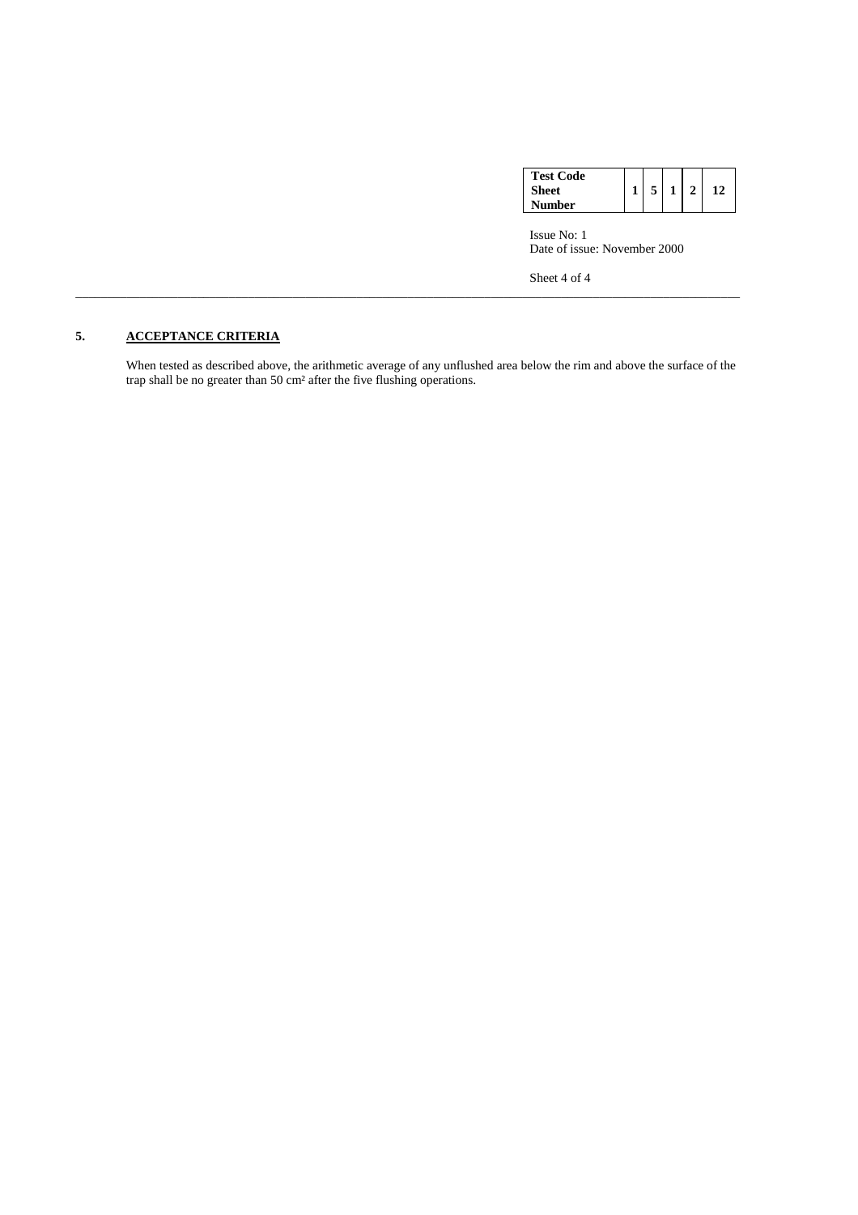## 5. ACCEPTANCE CRITERIA

When tested as described above, the arithmetic average of any unflushed area below the rim and above the surface of the trap shall be no greater than 50 cm² after the five flushing operations.